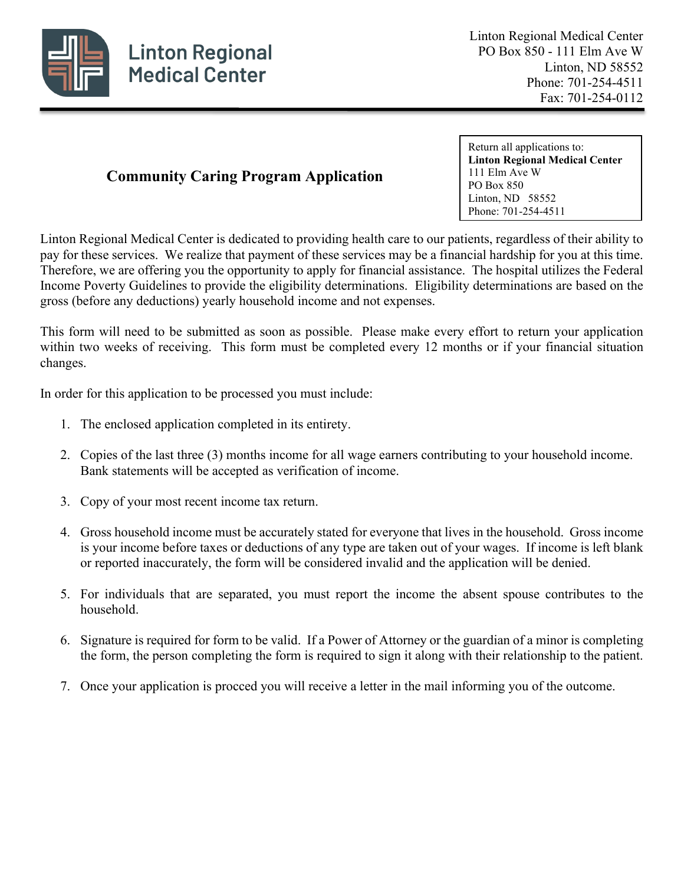Linton Regional Medical Center

Linton Regional Medical Center
PO Box 850 - 111 Elm Ave W
Linton, ND 58552
Phone: 701-254-4511
Fax: 701-254-0112

# Community Caring Program Application

Return all applications to:
**Linton Regional Medical Center**
111 Elm Ave W
PO Box 850
Linton, ND 58552
Phone: 701-254-4511

Linton Regional Medical Center is dedicated to providing health care to our patients, regardless of their ability to pay for these services. We realize that payment of these services may be a financial hardship for you at this time. Therefore, we are offering you the opportunity to apply for financial assistance. The hospital utilizes the Federal Income Poverty Guidelines to provide the eligibility determinations. Eligibility determinations are based on the gross (before any deductions) yearly household income and not expenses.

This form will need to be submitted as soon as possible. Please make every effort to return your application within two weeks of receiving. This form must be completed every 12 months or if your financial situation changes.

In order for this application to be processed you must include:

1. The enclosed application completed in its entirety.
2. Copies of the last three (3) months income for all wage earners contributing to your household income. Bank statements will be accepted as verification of income.
3. Copy of your most recent income tax return.
4. Gross household income must be accurately stated for everyone that lives in the household. Gross income is your income before taxes or deductions of any type are taken out of your wages. If income is left blank or reported inaccurately, the form will be considered invalid and the application will be denied.
5. For individuals that are separated, you must report the income the absent spouse contributes to the household.
6. Signature is required for form to be valid. If a Power of Attorney or the guardian of a minor is completing the form, the person completing the form is required to sign it along with their relationship to the patient.
7. Once your application is procced you will receive a letter in the mail informing you of the outcome.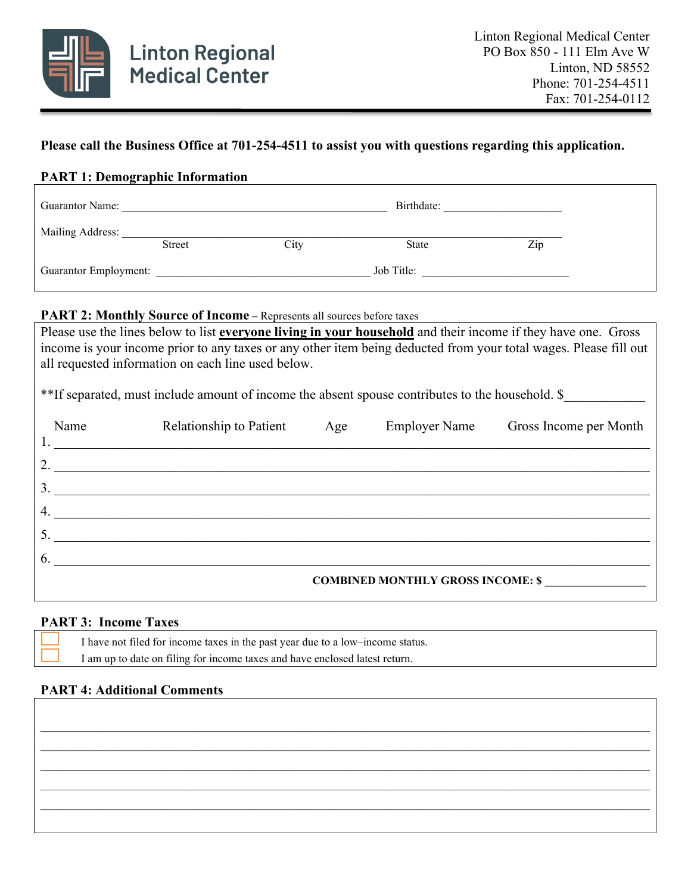**Linton Regional Medical Center**

Linton Regional Medical Center
PO Box 850 - 111 Elm Ave W
Linton, ND 58552
Phone: 701-254-4511
Fax: 701-254-0112

**Please call the Business Office at 701-254-4511 to assist you with questions regarding this application.**

## PART 1: Demographic Information

Guarantor Name: ______________________________ Birthdate: ____________________

Mailing Address: ______________________________________________________________
Street City State Zip

Guarantor Employment: ______________________________ Job Title: ________________________

## PART 2: Monthly Source of Income – Represents all sources before taxes

Please use the lines below to list **everyone living in your household** and their income if they have one. Gross income is your income prior to any taxes or any other item being deducted from your total wages. Please fill out all requested information on each line used below.

**If separated, must include amount of income the absent spouse contributes to the household. $____________

| | Name | Relationship to Patient | Age | Employer Name | Gross Income per Month |
|---|---|---|---|---|---|
| 1. | | | | | |
| 2. | | | | | |
| 3. | | | | | |
| 4. | | | | | |
| 5. | | | | | |
| 6. | | | | | |

**COMBINED MONTHLY GROSS INCOME: $** _________________

## PART 3: Income Taxes

- ☐ I have not filed for income taxes in the past year due to a low–income status.
- ☐ I am up to date on filing for income taxes and have enclosed latest return.

## PART 4: Additional Comments

______________________________________________________________________________
______________________________________________________________________________
______________________________________________________________________________
______________________________________________________________________________
______________________________________________________________________________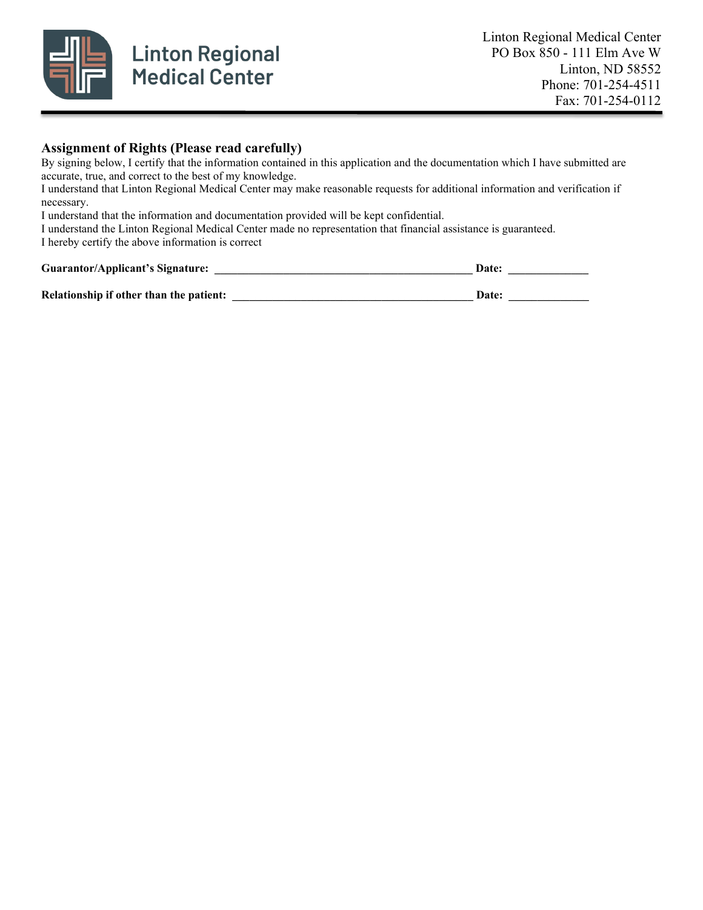Linton Regional Medical Center

Linton Regional Medical Center
PO Box 850 - 111 Elm Ave W
Linton, ND 58552
Phone: 701-254-4511
Fax: 701-254-0112

## Assignment of Rights (Please read carefully)

By signing below, I certify that the information contained in this application and the documentation which I have submitted are accurate, true, and correct to the best of my knowledge.
I understand that Linton Regional Medical Center may make reasonable requests for additional information and verification if necessary.
I understand that the information and documentation provided will be kept confidential.
I understand the Linton Regional Medical Center made no representation that financial assistance is guaranteed.
I hereby certify the above information is correct

**Guarantor/Applicant's Signature:** _____________________________________________ **Date:** ______________

**Relationship if other than the patient:** __________________________________________ **Date:** ______________